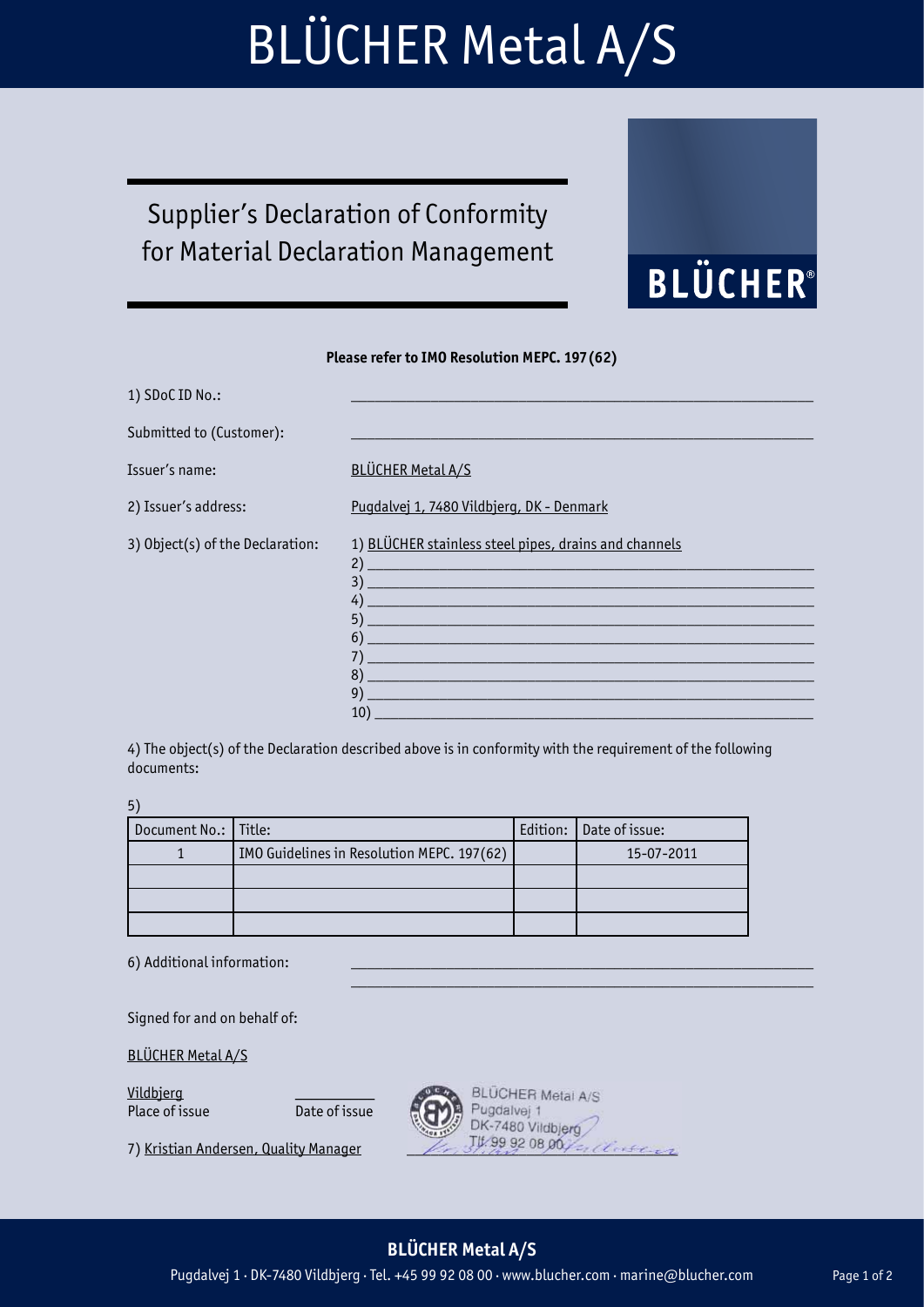# BLÜCHER Metal A/S

## Supplier's Declaration of Conformity for Material Declaration Management

BLÜCHER®

**Please refer to IMO Resolution MEPC. 197 (62)**

1) SDoC ID No.: ____________________

Submitted to (Customer): ____________________

Issuer's name: BLÜCHER Metal A/S

2) Issuer's address: Pugdalvej 1, 7480 Vildbjerg, DK - Denmark

3) Object(s) of the Declaration:
1) BLÜCHER stainless steel pipes, drains and channels
2) ____________________
3) ____________________
4) ____________________
5) ____________________
6) ____________________
7) ____________________
8) ____________________
9) ____________________
10) ____________________

4) The object(s) of the Declaration described above is in conformity with the requirement of the following documents:

5)

| Document No.: | Title: | Edition: | Date of issue: |
|---|---|---|---|
| 1 | IMO Guidelines in Resolution MEPC. 197(62) | | 15-07-2011 |
| | | | |
| | | | |
| | | | |

6) Additional information: ____________________

Signed for and on behalf of:

BLÜCHER Metal A/S

Vildbjerg — Place of issue
__________ — Date of issue

BLÜCHER Metal A/S
Pugdalvej 1
DK-7480 Vildbjerg
Tlf. 99 92 08 00

7) Kristian Andersen, Quality Manager

**BLÜCHER Metal A/S**

Pugdalvej 1 · DK-7480 Vildbjerg · Tel. +45 99 92 08 00 · www.blucher.com · marine@blucher.com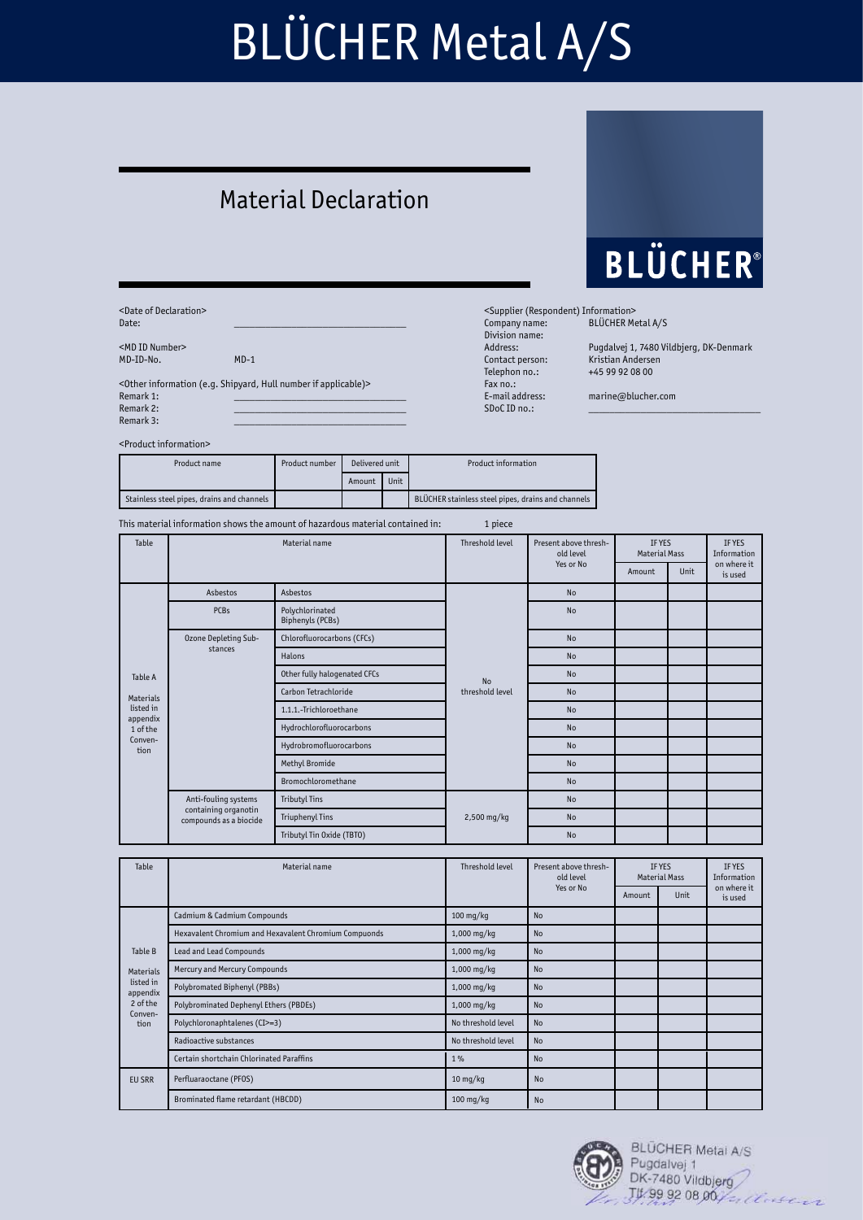# BLÜCHER Metal A/S

## Material Declaration

BLÜCHER®

<Date of Declaration>
Date: ______________________________

<MD ID Number>
MD-ID-No. MD-1

<Other information (e.g. Shipyard, Hull number if applicable)>
Remark 1: ______________________________
Remark 2: ______________________________
Remark 3: ______________________________

<Supplier (Respondent) Information>
Company name: BLÜCHER Metal A/S
Division name:
Address: Pugdalvej 1, 7480 Vildbjerg, DK-Denmark
Contact person: Kristian Andersen
Telephon no.: +45 99 92 08 00
Fax no.:
E-mail address: marine@blucher.com
SDoC ID no.: ______________________________

<Product information>

| Product name | Product number | Delivered unit | | Product information |
|---|---|---|---|---|
| | | Amount | Unit | |
| Stainless steel pipes, drains and channels | | | | BLÜCHER stainless steel pipes, drains and channels |

This material information shows the amount of hazardous material contained in: 1 piece

| Table | Material name | | Threshold level | Present above threshold level Yes or No | IF YES Material Mass | | IF YES Information on where it is used |
|---|---|---|---|---|---|---|---|
| | | | | | Amount | Unit | |
| Table A Materials listed in appendix 1 of the Convention | Asbestos | Asbestos | No threshold level | No | | | |
| | PCBs | Polychlorinated Biphenyls (PCBs) | | No | | | |
| | Ozone Depleting Substances | Chlorofluorocarbons (CFCs) | | No | | | |
| | | Halons | | No | | | |
| | | Other fully halogenated CFCs | | No | | | |
| | | Carbon Tetrachloride | | No | | | |
| | | 1.1.1.-Trichloroethane | | No | | | |
| | | Hydrochlorofluorocarbons | | No | | | |
| | | Hydrobromofluorocarbons | | No | | | |
| | | Methyl Bromide | | No | | | |
| | | Bromochloromethane | | No | | | |
| | Anti-fouling systems containing organotin compounds as a biocide | Tributyl Tins | 2,500 mg/kg | No | | | |
| | | Triuphenyl Tins | | No | | | |
| | | Tributyl Tin Oxide (TBTO) | | No | | | |

| Table | Material name | Threshold level | Present above threshold level Yes or No | IF YES Material Mass | | IF YES Information on where it is used |
|---|---|---|---|---|---|---|
| | | | | Amount | Unit | |
| Table B Materials listed in appendix 2 of the Convention | Cadmium & Cadmium Compounds | 100 mg/kg | No | | | |
| | Hexavalent Chromium and Hexavalent Chromium Compounds | 1,000 mg/kg | No | | | |
| | Lead and Lead Compounds | 1,000 mg/kg | No | | | |
| | Mercury and Mercury Compounds | 1,000 mg/kg | No | | | |
| | Polybromated Biphenyl (PBBs) | 1,000 mg/kg | No | | | |
| | Polybrominated Dephenyl Ethers (PBDEs) | 1,000 mg/kg | No | | | |
| | Polychloronaphtalenes (Cl>=3) | No threshold level | No | | | |
| | Radioactive substances | No threshold level | No | | | |
| | Certain shortchain Chlorinated Paraffins | 1 % | No | | | |
| EU SRR | Perfluaraoctane (PFOS) | 10 mg/kg | No | | | |
| | Brominated flame retardant (HBCDD) | 100 mg/kg | No | | | |

BLÜCHER Metal A/S
Pugdalvej 1
DK-7480 Vildbjerg
Tlf. 99 92 08 00